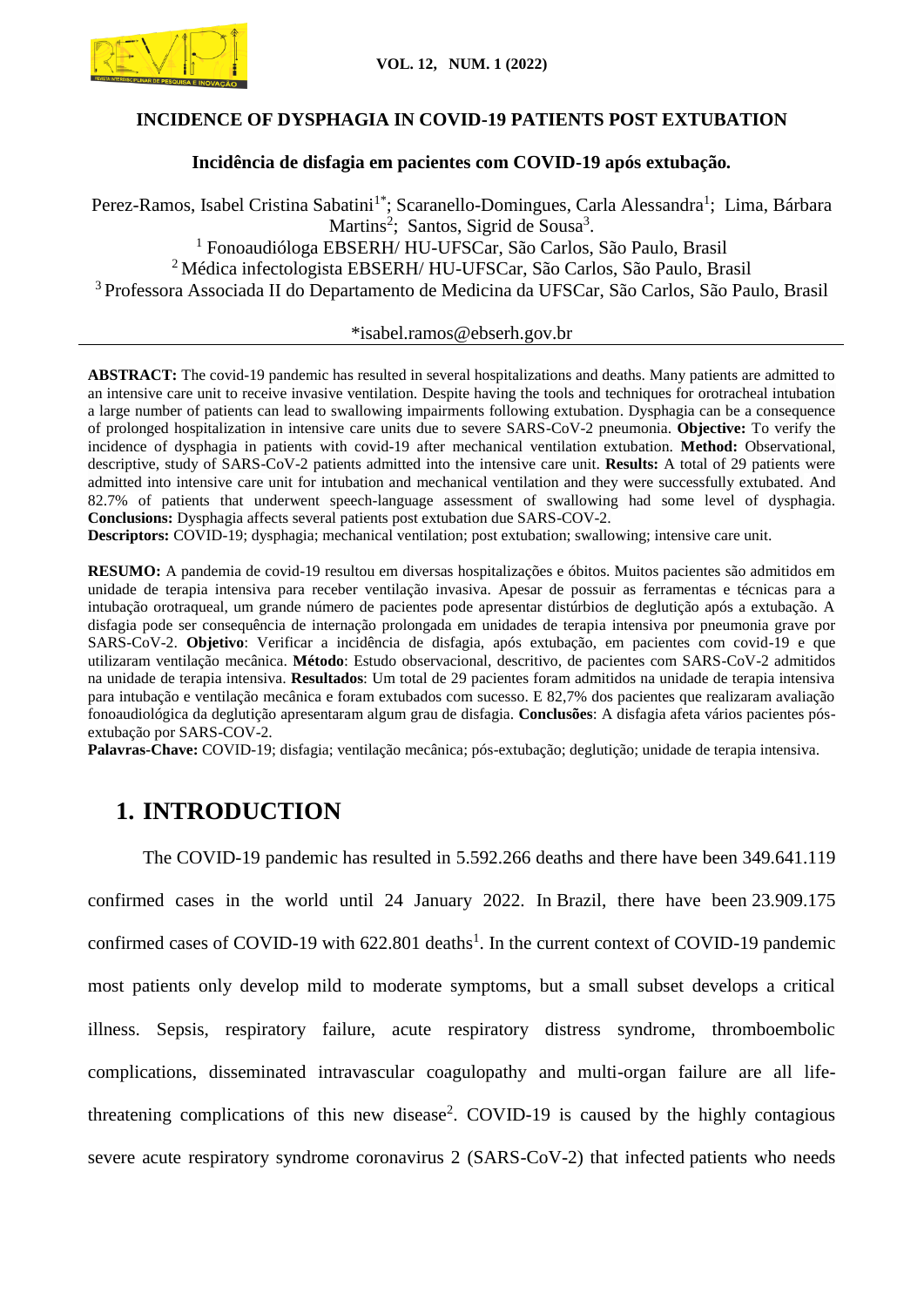## INCIDENCE OF DYSPHAGIA IN COVID-19 PATIENTS POST EXTUBATION

### Incidência de disfagia em pacientes com COVID-19 após extubação.

Perez-Ramos, Isabel Cristina Sabatini[1*]; Scaranello-Domingues, Carla Alessandra[1]; Lima, Bárbara Martins[2]; Santos, Sigrid de Sousa[3].

[1] Fonoaudióloga EBSERH/ HU-UFSCar, São Carlos, São Paulo, Brasil

[2] Médica infectologista EBSERH/ HU-UFSCar, São Carlos, São Paulo, Brasil

[3] Professora Associada II do Departamento de Medicina da UFSCar, São Carlos, São Paulo, Brasil

*isabel.ramos@ebserh.gov.br

---

**ABSTRACT:** The covid-19 pandemic has resulted in several hospitalizations and deaths. Many patients are admitted to an intensive care unit to receive invasive ventilation. Despite having the tools and techniques for orotracheal intubation a large number of patients can lead to swallowing impairments following extubation. Dysphagia can be a consequence of prolonged hospitalization in intensive care units due to severe SARS-CoV-2 pneumonia. **Objective:** To verify the incidence of dysphagia in patients with covid-19 after mechanical ventilation extubation. **Method:** Observational, descriptive, study of SARS-CoV-2 patients admitted into the intensive care unit. **Results:** A total of 29 patients were admitted into intensive care unit for intubation and mechanical ventilation and they were successfully extubated. And 82.7% of patients that underwent speech-language assessment of swallowing had some level of dysphagia. **Conclusions:** Dysphagia affects several patients post extubation due SARS-COV-2.

**Descriptors:** COVID-19; dysphagia; mechanical ventilation; post extubation; swallowing; intensive care unit.

**RESUMO:** A pandemia de covid-19 resultou em diversas hospitalizações e óbitos. Muitos pacientes são admitidos em unidade de terapia intensiva para receber ventilação invasiva. Apesar de possuir as ferramentas e técnicas para a intubação orotraqueal, um grande número de pacientes pode apresentar distúrbios de deglutição após a extubação. A disfagia pode ser consequência de internação prolongada em unidades de terapia intensiva por pneumonia grave por SARS-CoV-2. **Objetivo**: Verificar a incidência de disfagia, após extubação, em pacientes com covid-19 e que utilizaram ventilação mecânica. **Método**: Estudo observacional, descritivo, de pacientes com SARS-CoV-2 admitidos na unidade de terapia intensiva. **Resultados**: Um total de 29 pacientes foram admitidos na unidade de terapia intensiva para intubação e ventilação mecânica e foram extubados com sucesso. E 82,7% dos pacientes que realizaram avaliação fonoaudiológica da deglutição apresentaram algum grau de disfagia. **Conclusões**: A disfagia afeta vários pacientes pós-extubação por SARS-COV-2.

**Palavras-Chave:** COVID-19; disfagia; ventilação mecânica; pós-extubação; deglutição; unidade de terapia intensiva.

# 1. INTRODUCTION

The COVID-19 pandemic has resulted in 5.592.266 deaths and there have been 349.641.119 confirmed cases in the world until 24 January 2022. In Brazil, there have been 23.909.175 confirmed cases of COVID-19 with 622.801 deaths[1]. In the current context of COVID-19 pandemic most patients only develop mild to moderate symptoms, but a small subset develops a critical illness. Sepsis, respiratory failure, acute respiratory distress syndrome, thromboembolic complications, disseminated intravascular coagulopathy and multi-organ failure are all life-threatening complications of this new disease[2]. COVID-19 is caused by the highly contagious severe acute respiratory syndrome coronavirus 2 (SARS-CoV-2) that infected patients who needs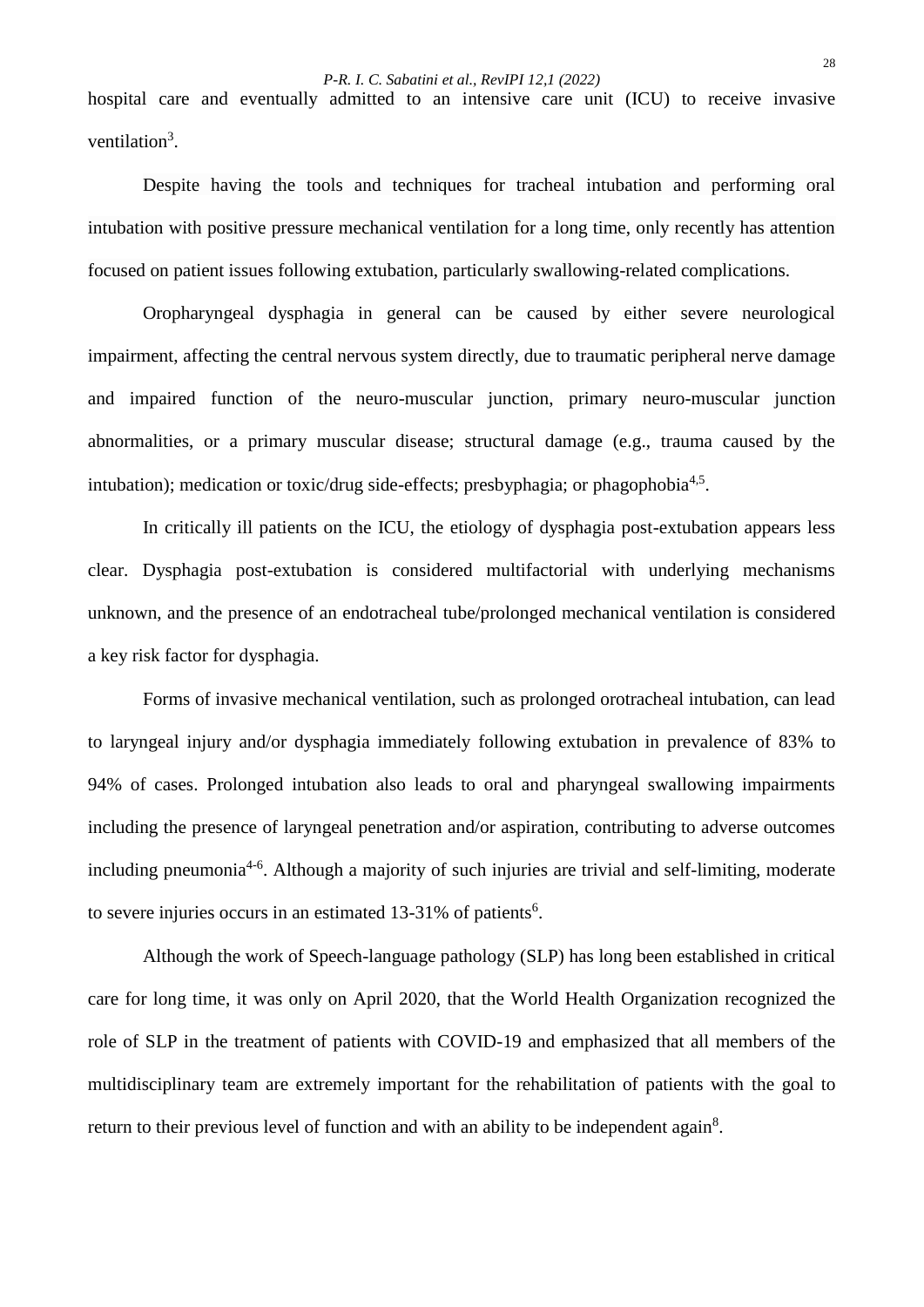hospital care and eventually admitted to an intensive care unit (ICU) to receive invasive ventilation[3].

Despite having the tools and techniques for tracheal intubation and performing oral intubation with positive pressure mechanical ventilation for a long time, only recently has attention focused on patient issues following extubation, particularly swallowing-related complications.

Oropharyngeal dysphagia in general can be caused by either severe neurological impairment, affecting the central nervous system directly, due to traumatic peripheral nerve damage and impaired function of the neuro-muscular junction, primary neuro-muscular junction abnormalities, or a primary muscular disease; structural damage (e.g., trauma caused by the intubation); medication or toxic/drug side-effects; presbyphagia; or phagophobia[4,5].

In critically ill patients on the ICU, the etiology of dysphagia post-extubation appears less clear. Dysphagia post-extubation is considered multifactorial with underlying mechanisms unknown, and the presence of an endotracheal tube/prolonged mechanical ventilation is considered a key risk factor for dysphagia.

Forms of invasive mechanical ventilation, such as prolonged orotracheal intubation, can lead to laryngeal injury and/or dysphagia immediately following extubation in prevalence of 83% to 94% of cases. Prolonged intubation also leads to oral and pharyngeal swallowing impairments including the presence of laryngeal penetration and/or aspiration, contributing to adverse outcomes including pneumonia[4-6]. Although a majority of such injuries are trivial and self-limiting, moderate to severe injuries occurs in an estimated 13-31% of patients[6].

Although the work of Speech-language pathology (SLP) has long been established in critical care for long time, it was only on April 2020, that the World Health Organization recognized the role of SLP in the treatment of patients with COVID-19 and emphasized that all members of the multidisciplinary team are extremely important for the rehabilitation of patients with the goal to return to their previous level of function and with an ability to be independent again[8].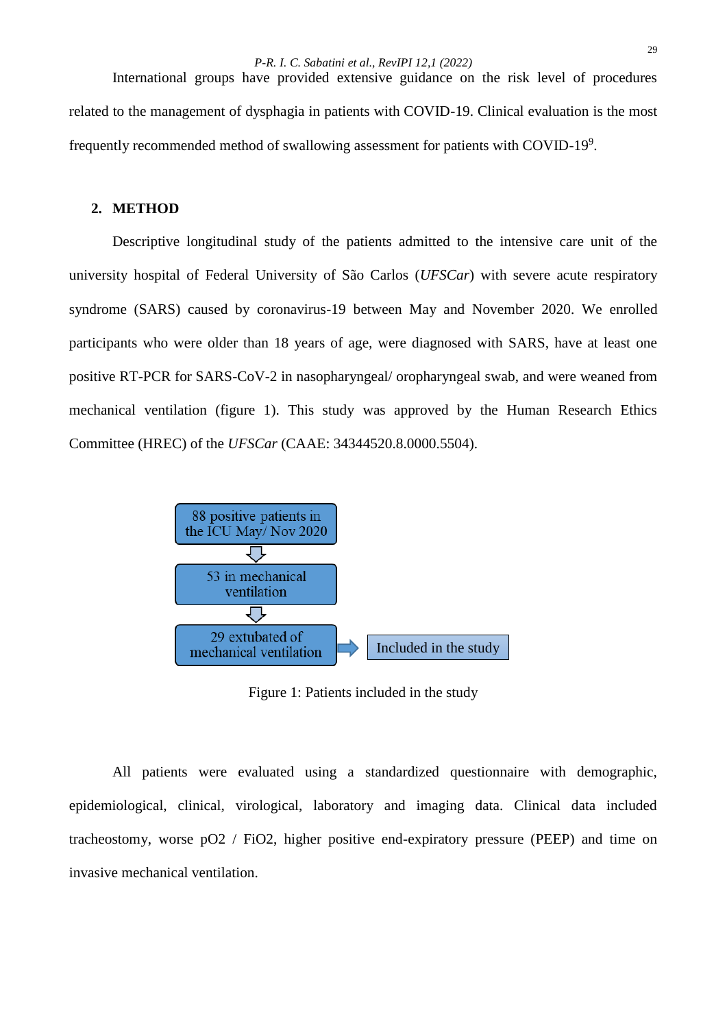International groups have provided extensive guidance on the risk level of procedures related to the management of dysphagia in patients with COVID-19. Clinical evaluation is the most frequently recommended method of swallowing assessment for patients with COVID-19[9].

## 2. METHOD

Descriptive longitudinal study of the patients admitted to the intensive care unit of the university hospital of Federal University of São Carlos (*UFSCar*) with severe acute respiratory syndrome (SARS) caused by coronavirus-19 between May and November 2020. We enrolled participants who were older than 18 years of age, were diagnosed with SARS, have at least one positive RT-PCR for SARS-CoV-2 in nasopharyngeal/ oropharyngeal swab, and were weaned from mechanical ventilation (figure 1). This study was approved by the Human Research Ethics Committee (HREC) of the *UFSCar* (CAAE: 34344520.8.0000.5504).

88 positive patients in the ICU May/ Nov 2020

↓

53 in mechanical ventilation

↓

29 extubated of mechanical ventilation → Included in the study

Figure 1: Patients included in the study

All patients were evaluated using a standardized questionnaire with demographic, epidemiological, clinical, virological, laboratory and imaging data. Clinical data included tracheostomy, worse pO2 / FiO2, higher positive end-expiratory pressure (PEEP) and time on invasive mechanical ventilation.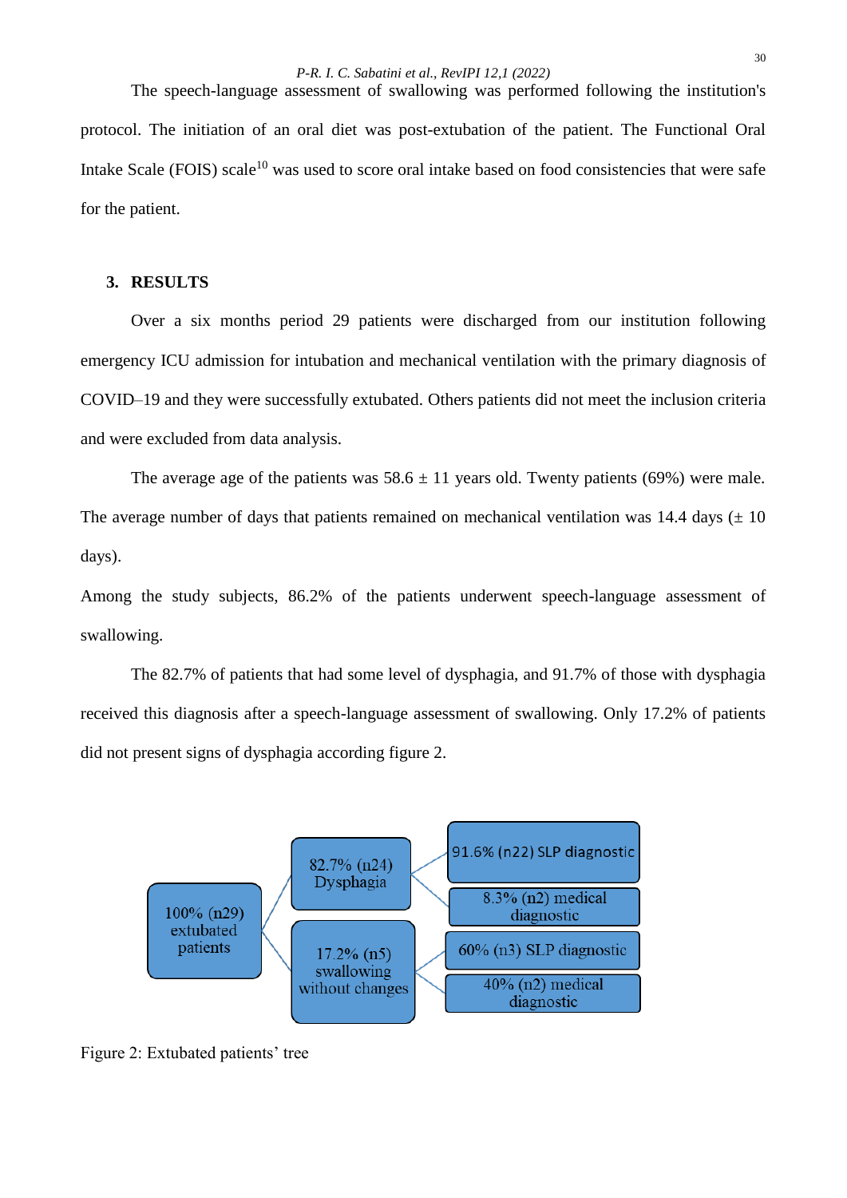The speech-language assessment of swallowing was performed following the institution's protocol. The initiation of an oral diet was post-extubation of the patient. The Functional Oral Intake Scale (FOIS) scale[10] was used to score oral intake based on food consistencies that were safe for the patient.

## 3. RESULTS

Over a six months period 29 patients were discharged from our institution following emergency ICU admission for intubation and mechanical ventilation with the primary diagnosis of COVID–19 and they were successfully extubated. Others patients did not meet the inclusion criteria and were excluded from data analysis.

The average age of the patients was 58.6 ± 11 years old. Twenty patients (69%) were male. The average number of days that patients remained on mechanical ventilation was 14.4 days (± 10 days).

Among the study subjects, 86.2% of the patients underwent speech-language assessment of swallowing.

The 82.7% of patients that had some level of dysphagia, and 91.7% of those with dysphagia received this diagnosis after a speech-language assessment of swallowing. Only 17.2% of patients did not present signs of dysphagia according figure 2.

100% (n29) extubated patients

82.7% (n24) Dysphagia

91.6% (n22) SLP diagnostic

8.3% (n2) medical diagnostic

17.2% (n5) swallowing without changes

60% (n3) SLP diagnostic

40% (n2) medical diagnostic

Figure 2: Extubated patients' tree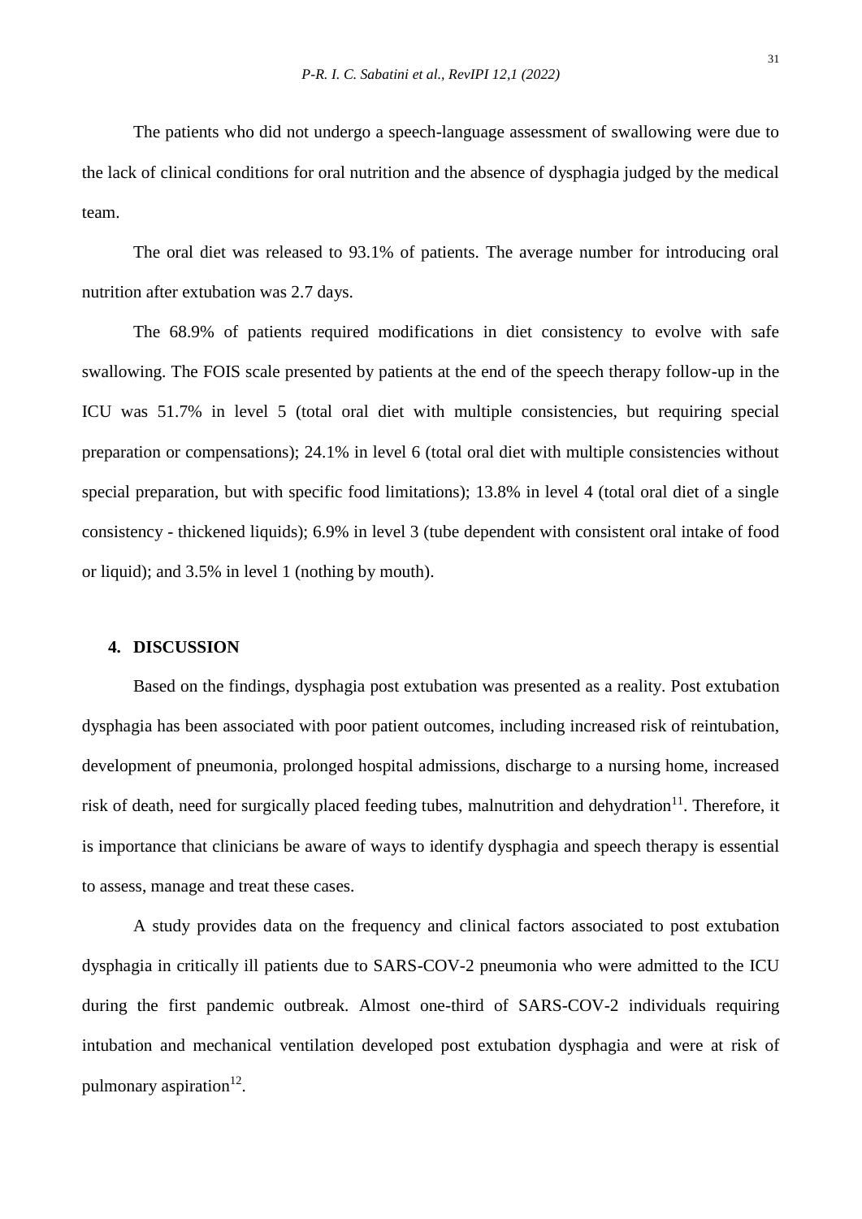The patients who did not undergo a speech-language assessment of swallowing were due to the lack of clinical conditions for oral nutrition and the absence of dysphagia judged by the medical team.

The oral diet was released to 93.1% of patients. The average number for introducing oral nutrition after extubation was 2.7 days.

The 68.9% of patients required modifications in diet consistency to evolve with safe swallowing. The FOIS scale presented by patients at the end of the speech therapy follow-up in the ICU was 51.7% in level 5 (total oral diet with multiple consistencies, but requiring special preparation or compensations); 24.1% in level 6 (total oral diet with multiple consistencies without special preparation, but with specific food limitations); 13.8% in level 4 (total oral diet of a single consistency - thickened liquids); 6.9% in level 3 (tube dependent with consistent oral intake of food or liquid); and 3.5% in level 1 (nothing by mouth).

## 4. DISCUSSION

Based on the findings, dysphagia post extubation was presented as a reality. Post extubation dysphagia has been associated with poor patient outcomes, including increased risk of reintubation, development of pneumonia, prolonged hospital admissions, discharge to a nursing home, increased risk of death, need for surgically placed feeding tubes, malnutrition and dehydration[11]. Therefore, it is importance that clinicians be aware of ways to identify dysphagia and speech therapy is essential to assess, manage and treat these cases.

A study provides data on the frequency and clinical factors associated to post extubation dysphagia in critically ill patients due to SARS-COV-2 pneumonia who were admitted to the ICU during the first pandemic outbreak. Almost one-third of SARS-COV-2 individuals requiring intubation and mechanical ventilation developed post extubation dysphagia and were at risk of pulmonary aspiration[12].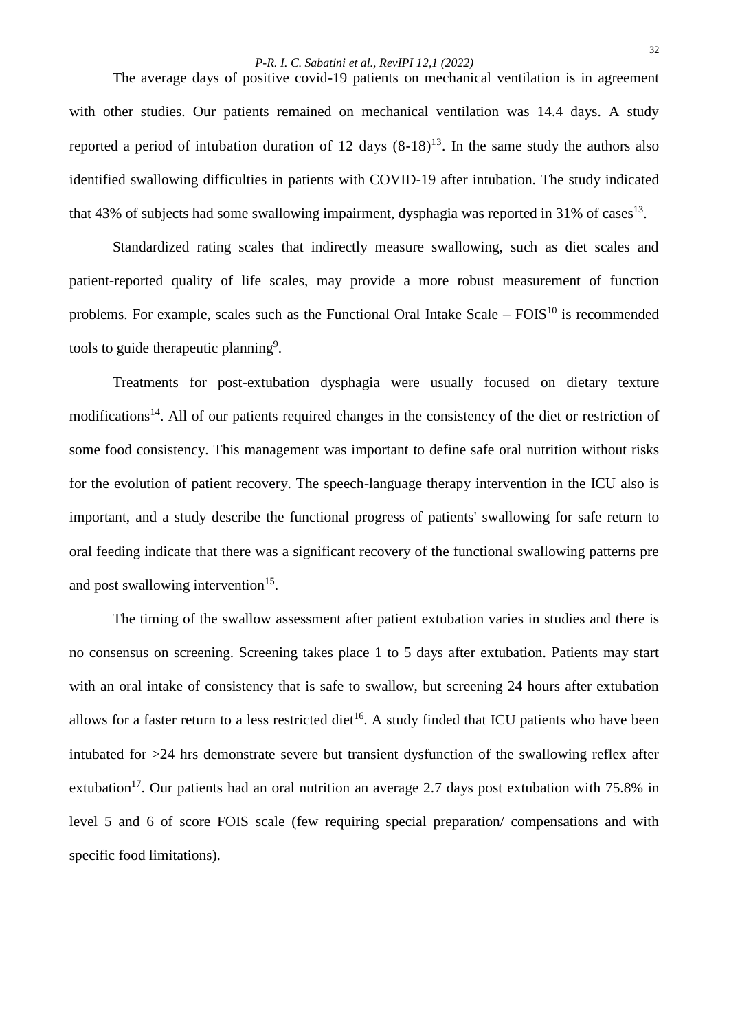The average days of positive covid-19 patients on mechanical ventilation is in agreement with other studies. Our patients remained on mechanical ventilation was 14.4 days. A study reported a period of intubation duration of 12 days (8-18)[13]. In the same study the authors also identified swallowing difficulties in patients with COVID-19 after intubation. The study indicated that 43% of subjects had some swallowing impairment, dysphagia was reported in 31% of cases[13].

Standardized rating scales that indirectly measure swallowing, such as diet scales and patient-reported quality of life scales, may provide a more robust measurement of function problems. For example, scales such as the Functional Oral Intake Scale – FOIS[10] is recommended tools to guide therapeutic planning[9].

Treatments for post-extubation dysphagia were usually focused on dietary texture modifications[14]. All of our patients required changes in the consistency of the diet or restriction of some food consistency. This management was important to define safe oral nutrition without risks for the evolution of patient recovery. The speech-language therapy intervention in the ICU also is important, and a study describe the functional progress of patients' swallowing for safe return to oral feeding indicate that there was a significant recovery of the functional swallowing patterns pre and post swallowing intervention[15].

The timing of the swallow assessment after patient extubation varies in studies and there is no consensus on screening. Screening takes place 1 to 5 days after extubation. Patients may start with an oral intake of consistency that is safe to swallow, but screening 24 hours after extubation allows for a faster return to a less restricted diet[16]. A study finded that ICU patients who have been intubated for >24 hrs demonstrate severe but transient dysfunction of the swallowing reflex after extubation[17]. Our patients had an oral nutrition an average 2.7 days post extubation with 75.8% in level 5 and 6 of score FOIS scale (few requiring special preparation/ compensations and with specific food limitations).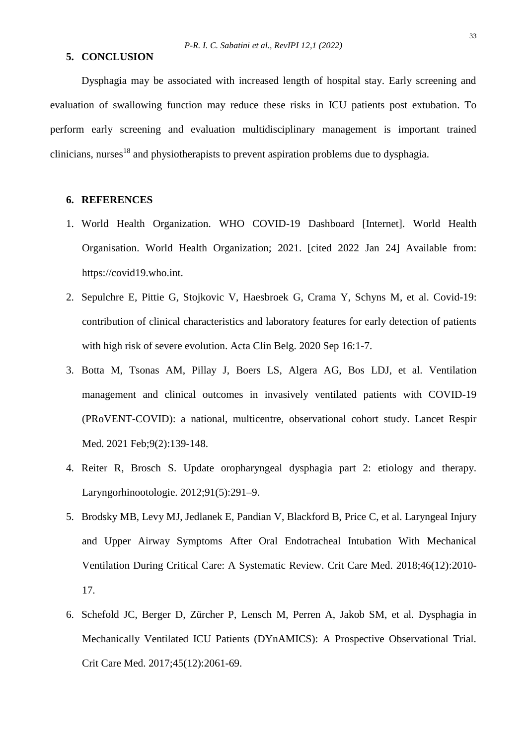## 5. CONCLUSION

Dysphagia may be associated with increased length of hospital stay. Early screening and evaluation of swallowing function may reduce these risks in ICU patients post extubation. To perform early screening and evaluation multidisciplinary management is important trained clinicians, nurses[18] and physiotherapists to prevent aspiration problems due to dysphagia.

## 6. REFERENCES

1. World Health Organization. WHO COVID-19 Dashboard [Internet]. World Health Organisation. World Health Organization; 2021. [cited 2022 Jan 24] Available from: https://covid19.who.int.
2. Sepulchre E, Pittie G, Stojkovic V, Haesbroek G, Crama Y, Schyns M, et al. Covid-19: contribution of clinical characteristics and laboratory features for early detection of patients with high risk of severe evolution. Acta Clin Belg. 2020 Sep 16:1-7.
3. Botta M, Tsonas AM, Pillay J, Boers LS, Algera AG, Bos LDJ, et al. Ventilation management and clinical outcomes in invasively ventilated patients with COVID-19 (PRoVENT-COVID): a national, multicentre, observational cohort study. Lancet Respir Med. 2021 Feb;9(2):139-148.
4. Reiter R, Brosch S. Update oropharyngeal dysphagia part 2: etiology and therapy. Laryngorhinootologie. 2012;91(5):291–9.
5. Brodsky MB, Levy MJ, Jedlanek E, Pandian V, Blackford B, Price C, et al. Laryngeal Injury and Upper Airway Symptoms After Oral Endotracheal Intubation With Mechanical Ventilation During Critical Care: A Systematic Review. Crit Care Med. 2018;46(12):2010-17.
6. Schefold JC, Berger D, Zürcher P, Lensch M, Perren A, Jakob SM, et al. Dysphagia in Mechanically Ventilated ICU Patients (DYnAMICS): A Prospective Observational Trial. Crit Care Med. 2017;45(12):2061-69.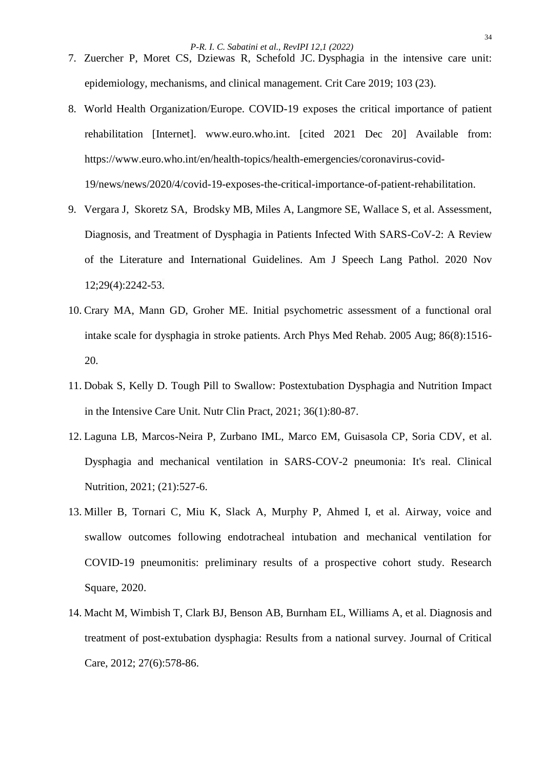7. Zuercher P, Moret CS, Dziewas R, Schefold JC. Dysphagia in the intensive care unit: epidemiology, mechanisms, and clinical management. Crit Care 2019; 103 (23).
8. World Health Organization/Europe. COVID-19 exposes the critical importance of patient rehabilitation [Internet]. www.euro.who.int. [cited 2021 Dec 20] Available from: https://www.euro.who.int/en/health-topics/health-emergencies/coronavirus-covid-19/news/news/2020/4/covid-19-exposes-the-critical-importance-of-patient-rehabilitation.
9. Vergara J, Skoretz SA, Brodsky MB, Miles A, Langmore SE, Wallace S, et al. Assessment, Diagnosis, and Treatment of Dysphagia in Patients Infected With SARS-CoV-2: A Review of the Literature and International Guidelines. Am J Speech Lang Pathol. 2020 Nov 12;29(4):2242-53.
10. Crary MA, Mann GD, Groher ME. Initial psychometric assessment of a functional oral intake scale for dysphagia in stroke patients. Arch Phys Med Rehab. 2005 Aug; 86(8):1516-20.
11. Dobak S, Kelly D. Tough Pill to Swallow: Postextubation Dysphagia and Nutrition Impact in the Intensive Care Unit. Nutr Clin Pract, 2021; 36(1):80-87.
12. Laguna LB, Marcos-Neira P, Zurbano IML, Marco EM, Guisasola CP, Soria CDV, et al. Dysphagia and mechanical ventilation in SARS-COV-2 pneumonia: It's real. Clinical Nutrition, 2021; (21):527-6.
13. Miller B, Tornari C, Miu K, Slack A, Murphy P, Ahmed I, et al. Airway, voice and swallow outcomes following endotracheal intubation and mechanical ventilation for COVID-19 pneumonitis: preliminary results of a prospective cohort study. Research Square, 2020.
14. Macht M, Wimbish T, Clark BJ, Benson AB, Burnham EL, Williams A, et al. Diagnosis and treatment of post-extubation dysphagia: Results from a national survey. Journal of Critical Care, 2012; 27(6):578-86.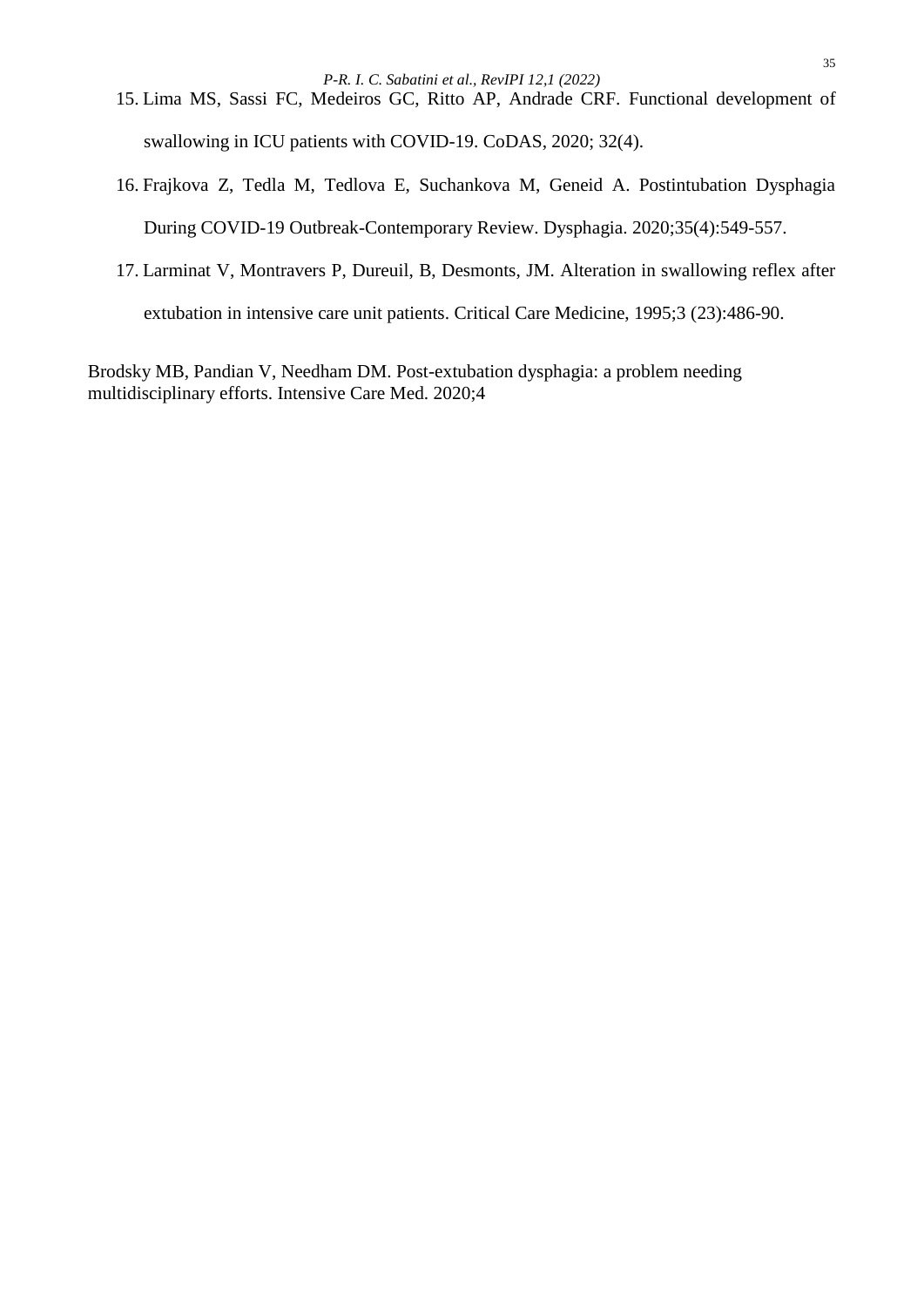15. Lima MS, Sassi FC, Medeiros GC, Ritto AP, Andrade CRF. Functional development of swallowing in ICU patients with COVID-19. CoDAS, 2020; 32(4).
16. Frajkova Z, Tedla M, Tedlova E, Suchankova M, Geneid A. Postintubation Dysphagia During COVID-19 Outbreak-Contemporary Review. Dysphagia. 2020;35(4):549-557.
17. Larminat V, Montravers P, Dureuil, B, Desmonts, JM. Alteration in swallowing reflex after extubation in intensive care unit patients. Critical Care Medicine, 1995;3 (23):486-90.

Brodsky MB, Pandian V, Needham DM. Post-extubation dysphagia: a problem needing multidisciplinary efforts. Intensive Care Med. 2020;4